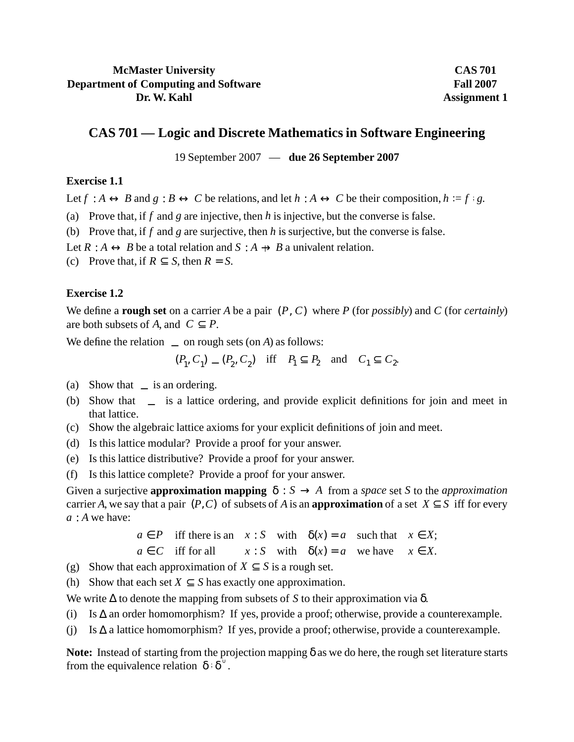**McMaster University**
**Department of Computing and Software**
**Dr. W. Kahl**

**CAS 701**
**Fall 2007**
**Assignment 1**

# CAS 701 — Logic and Discrete Mathematics in Software Engineering

19 September 2007 — **due 26 September 2007**

### Exercise 1.1

Let $f : A \leftrightarrow B$ and $g : B \leftrightarrow C$ be relations, and let $h : A \leftrightarrow C$ be their composition, $h := f \mathbin{;} g$.

(a) Prove that, if $f$ and $g$ are injective, then $h$ is injective, but the converse is false.

(b) Prove that, if $f$ and $g$ are surjective, then $h$ is surjective, but the converse is false.

Let $R : A \leftrightarrow B$ be a total relation and $S : A \nrightarrow B$ a univalent relation.

(c) Prove that, if $R \subseteq S$, then $R = S$.

### Exercise 1.2

We define a **rough set** on a carrier $A$ be a pair $(P, C)$ where $P$ (for *possibly*) and $C$ (for *certainly*) are both subsets of $A$, and $C \subseteq P$.

We define the relation $\sqsubseteq$ on rough sets (on $A$) as follows:

$$(P_1, C_1) \sqsubseteq (P_2, C_2) \quad \text{iff} \quad P_1 \subseteq P_2 \quad \text{and} \quad C_1 \subseteq C_2.$$

(a) Show that $\sqsubseteq$ is an ordering.

(b) Show that $\sqsubseteq$ is a lattice ordering, and provide explicit definitions for join and meet in that lattice.

(c) Show the algebraic lattice axioms for your explicit definitions of join and meet.

(d) Is this lattice modular? Provide a proof for your answer.

(e) Is this lattice distributive? Provide a proof for your answer.

(f) Is this lattice complete? Provide a proof for your answer.

Given a surjective **approximation mapping** $\delta : S \rightarrow A$ from a *space* set $S$ to the *approximation* carrier $A$, we say that a pair $(P, C)$ of subsets of $A$ is an **approximation** of a set $X \subseteq S$ iff for every $a : A$ we have:

$$
\begin{array}{llllll}
a \in P & \text{iff there is an} & x : S & \text{with} & \delta(x) = a & \text{such that} \quad x \in X; \\
a \in C & \text{iff for all} & x : S & \text{with} & \delta(x) = a & \text{we have} \quad x \in X.
\end{array}
$$

(g) Show that each approximation of $X \subseteq S$ is a rough set.

(h) Show that each set $X \subseteq S$ has exactly one approximation.

We write $\Delta$ to denote the mapping from subsets of $S$ to their approximation via $\delta$.

(i) Is $\Delta$ an order homomorphism? If yes, provide a proof; otherwise, provide a counterexample.

(j) Is $\Delta$ a lattice homomorphism? If yes, provide a proof; otherwise, provide a counterexample.

**Note:** Instead of starting from the projection mapping $\delta$ as we do here, the rough set literature starts from the equivalence relation $\delta \mathbin{;} \delta^{\smile}$.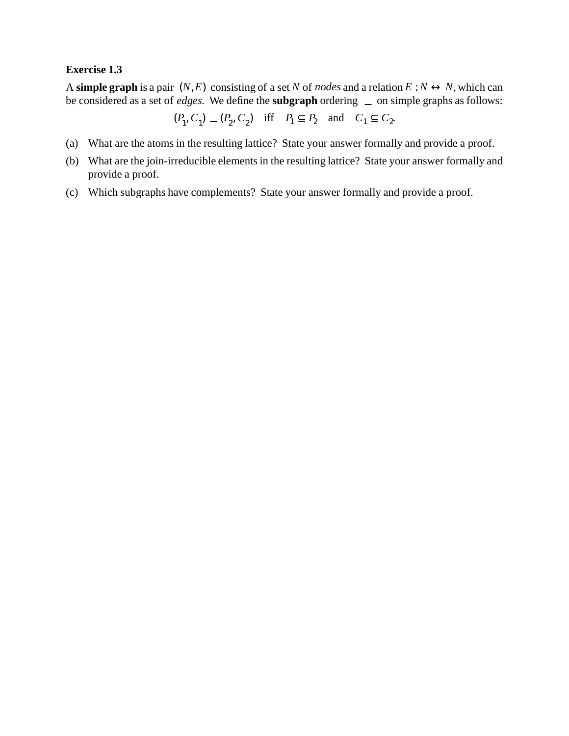**Exercise 1.3**

A **simple graph** is a pair $(N, E)$ consisting of a set $N$ of *nodes* and a relation $E : N \leftrightarrow N$, which can be considered as a set of *edges.* We define the **subgraph** ordering $\sqsubseteq$ on simple graphs as follows:

$$(P_1, C_1) \sqsubseteq (P_2, C_2) \quad \text{iff} \quad P_1 \subseteq P_2 \quad \text{and} \quad C_1 \subseteq C_2.$$

(a) What are the atoms in the resulting lattice? State your answer formally and provide a proof.

(b) What are the join-irreducible elements in the resulting lattice? State your answer formally and provide a proof.

(c) Which subgraphs have complements? State your answer formally and provide a proof.